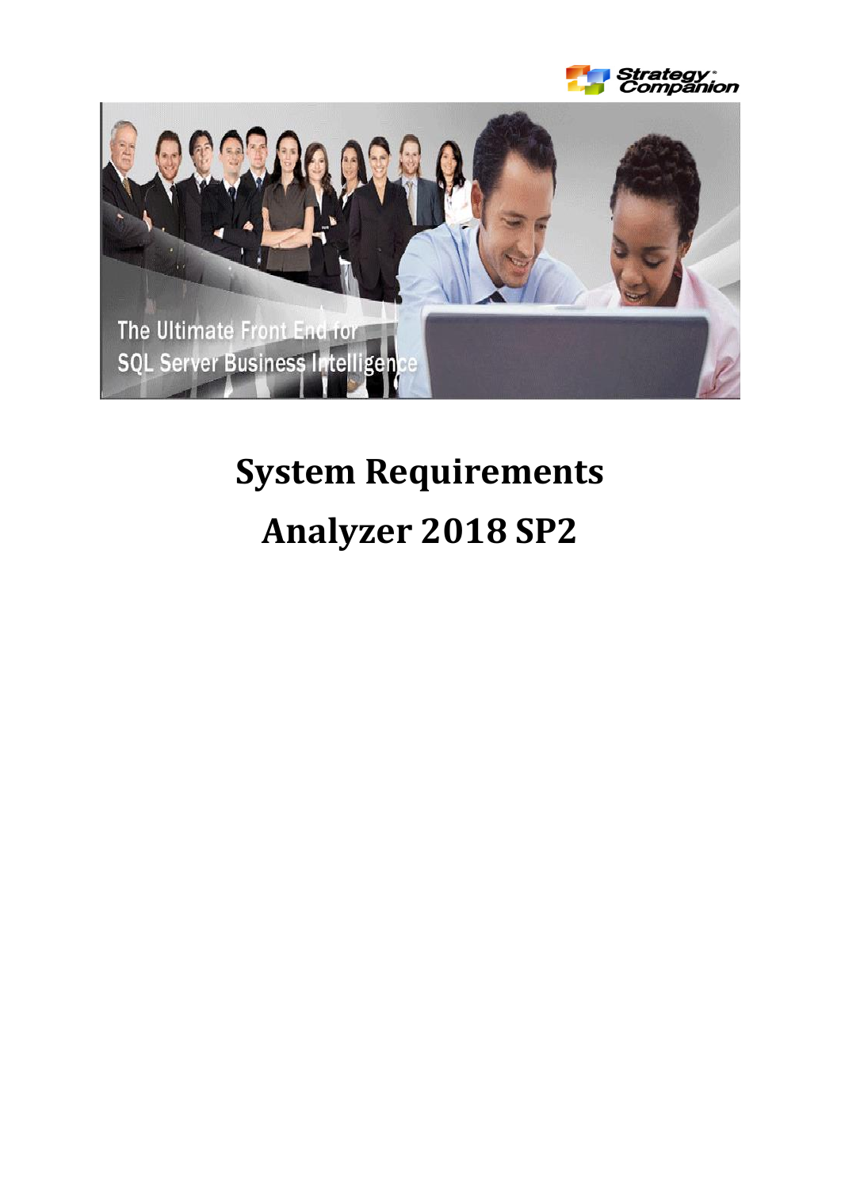# System Requirements

# Analyzer 2018 SP2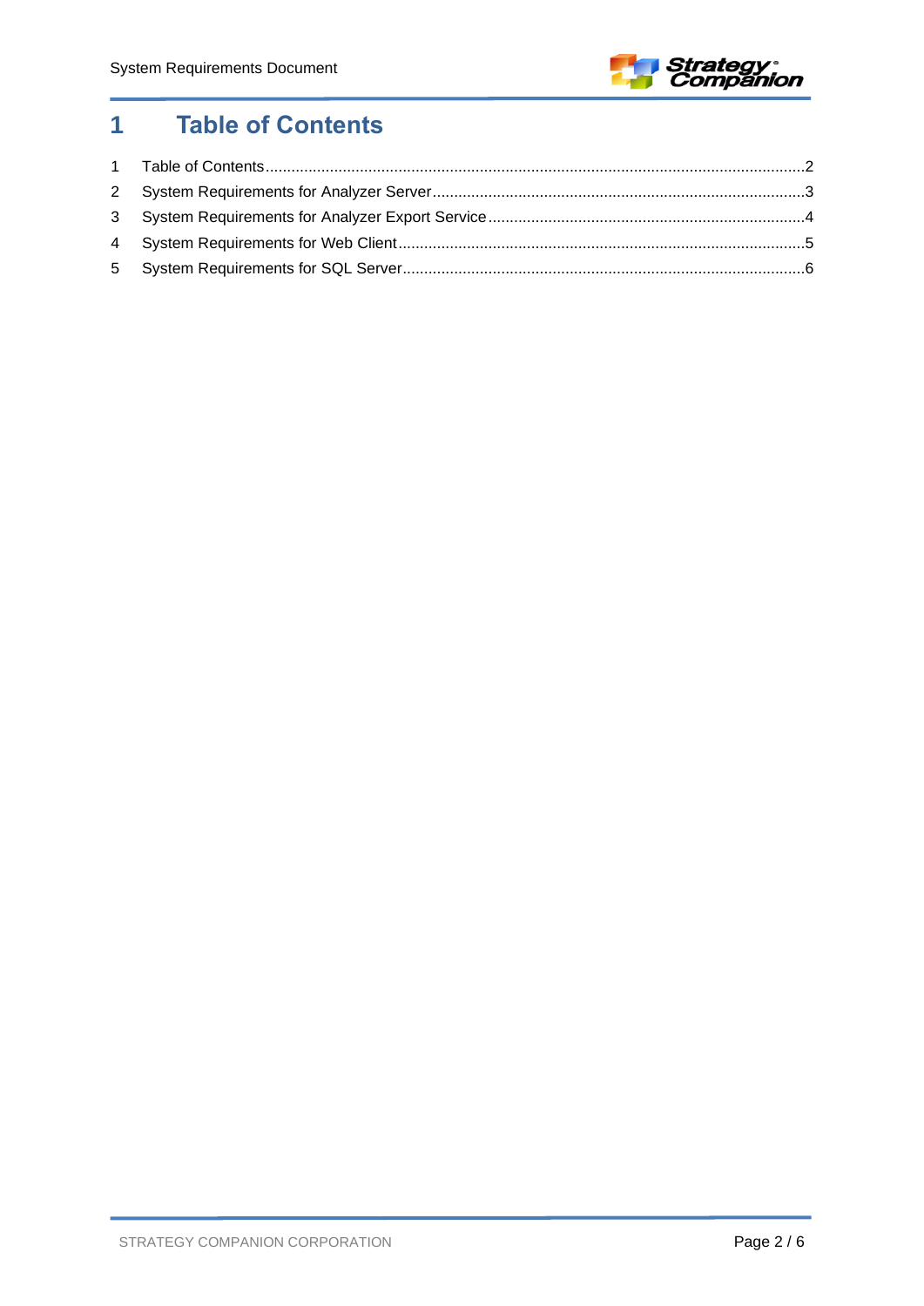# 1 Table of Contents

1 Table of Contents ........................................................................................................................2
2 System Requirements for Analyzer Server ....................................................................................3
3 System Requirements for Analyzer Export Service ........................................................................4
4 System Requirements for Web Client ...........................................................................................5
5 System Requirements for SQL Server ..........................................................................................6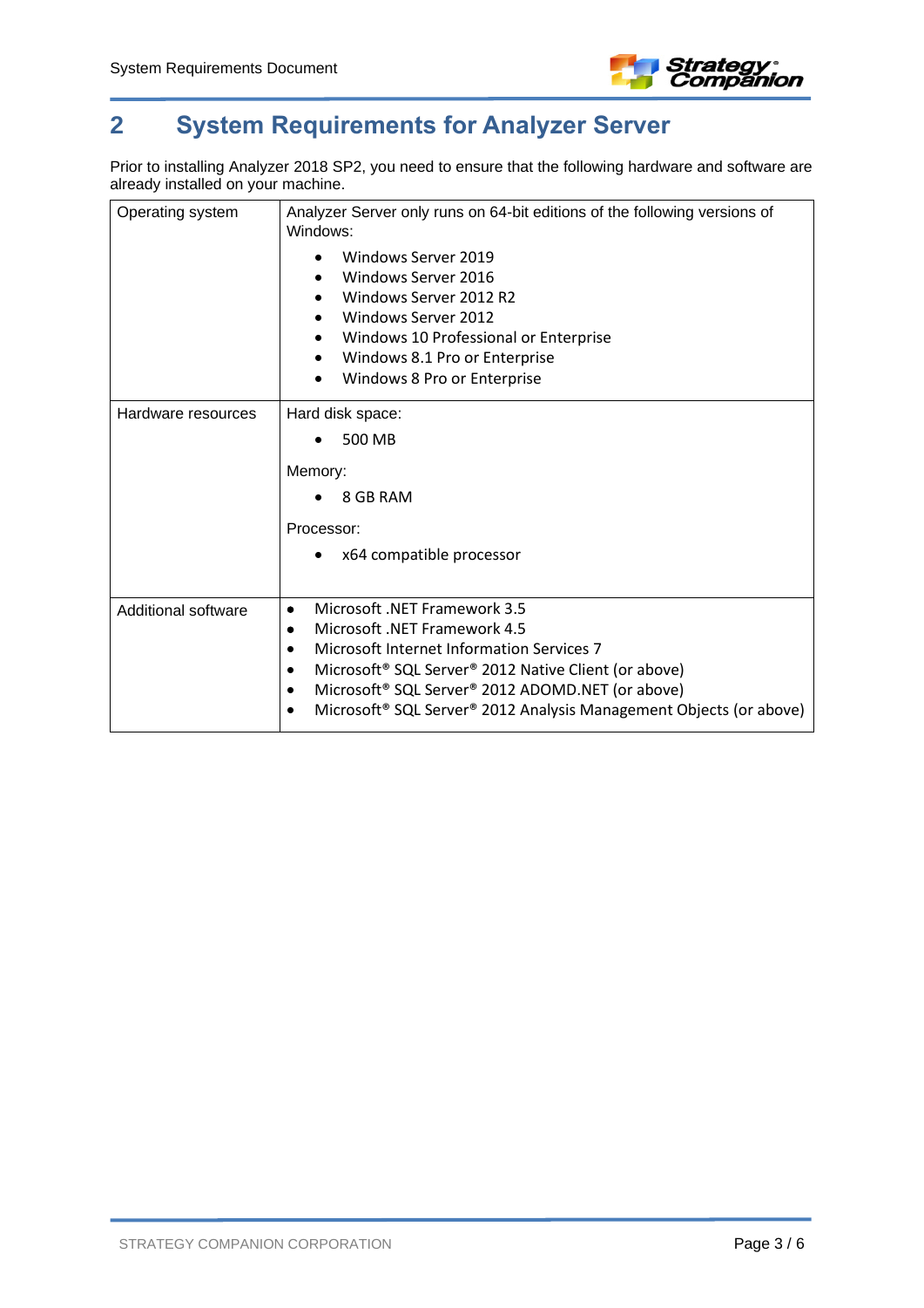## 2 System Requirements for Analyzer Server

Prior to installing Analyzer 2018 SP2, you need to ensure that the following hardware and software are already installed on your machine.

| | |
|---|---|
| Operating system | Analyzer Server only runs on 64-bit editions of the following versions of Windows:<br>• Windows Server 2019<br>• Windows Server 2016<br>• Windows Server 2012 R2<br>• Windows Server 2012<br>• Windows 10 Professional or Enterprise<br>• Windows 8.1 Pro or Enterprise<br>• Windows 8 Pro or Enterprise |
| Hardware resources | Hard disk space:<br>• 500 MB<br>Memory:<br>• 8 GB RAM<br>Processor:<br>• x64 compatible processor |
| Additional software | • Microsoft .NET Framework 3.5<br>• Microsoft .NET Framework 4.5<br>• Microsoft Internet Information Services 7<br>• Microsoft® SQL Server® 2012 Native Client (or above)<br>• Microsoft® SQL Server® 2012 ADOMD.NET (or above)<br>• Microsoft® SQL Server® 2012 Analysis Management Objects (or above) |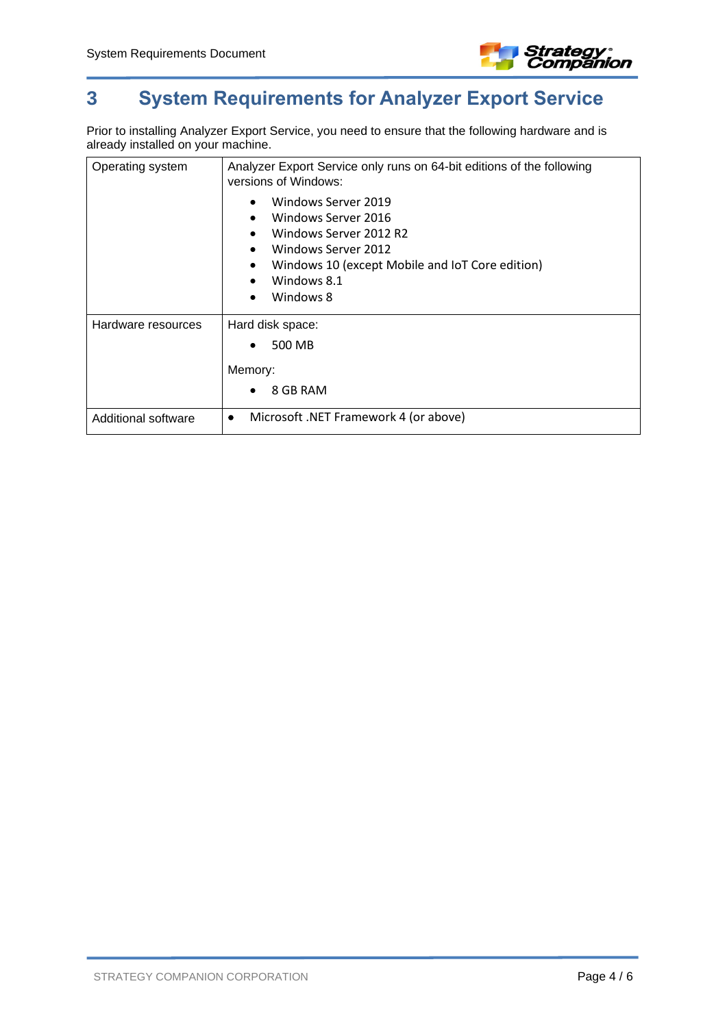# 3 System Requirements for Analyzer Export Service

Prior to installing Analyzer Export Service, you need to ensure that the following hardware and is already installed on your machine.

| | |
|---|---|
| Operating system | Analyzer Export Service only runs on 64-bit editions of the following versions of Windows:<br>• Windows Server 2019<br>• Windows Server 2016<br>• Windows Server 2012 R2<br>• Windows Server 2012<br>• Windows 10 (except Mobile and IoT Core edition)<br>• Windows 8.1<br>• Windows 8 |
| Hardware resources | Hard disk space:<br>• 500 MB<br>Memory:<br>• 8 GB RAM |
| Additional software | • Microsoft .NET Framework 4 (or above) |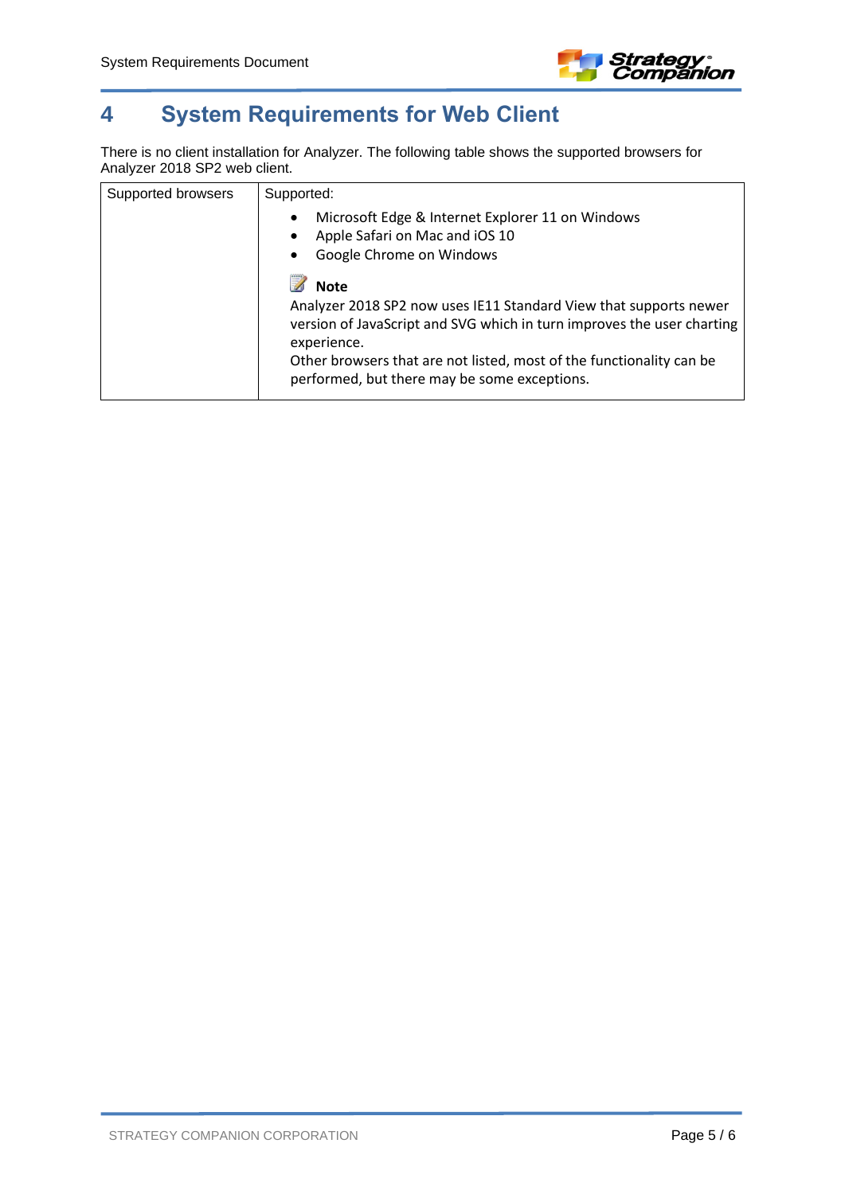# 4 System Requirements for Web Client

There is no client installation for Analyzer. The following table shows the supported browsers for Analyzer 2018 SP2 web client.

| Supported browsers | Supported:<br><ul><li>Microsoft Edge & Internet Explorer 11 on Windows</li><li>Apple Safari on Mac and iOS 10</li><li>Google Chrome on Windows</li></ul>**Note**<br>Analyzer 2018 SP2 now uses IE11 Standard View that supports newer version of JavaScript and SVG which in turn improves the user charting experience.<br>Other browsers that are not listed, most of the functionality can be performed, but there may be some exceptions. |
|---|---|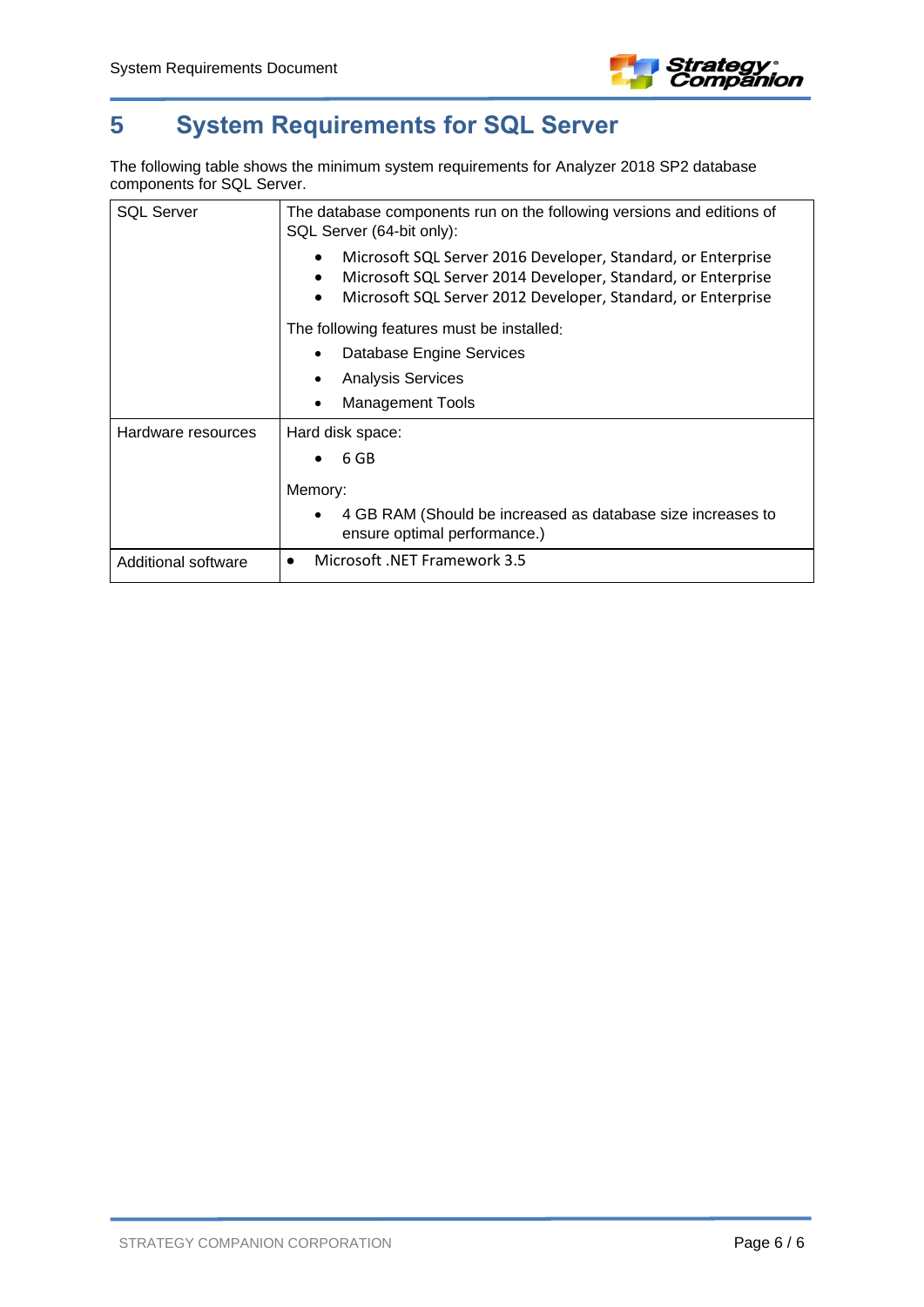# 5 System Requirements for SQL Server

The following table shows the minimum system requirements for Analyzer 2018 SP2 database components for SQL Server.

| | |
|---|---|
| SQL Server | The database components run on the following versions and editions of SQL Server (64-bit only):<br>• Microsoft SQL Server 2016 Developer, Standard, or Enterprise<br>• Microsoft SQL Server 2014 Developer, Standard, or Enterprise<br>• Microsoft SQL Server 2012 Developer, Standard, or Enterprise<br>The following features must be installed:<br>• Database Engine Services<br>• Analysis Services<br>• Management Tools |
| Hardware resources | Hard disk space:<br>• 6 GB<br>Memory:<br>• 4 GB RAM (Should be increased as database size increases to ensure optimal performance.) |
| Additional software | • Microsoft .NET Framework 3.5 |